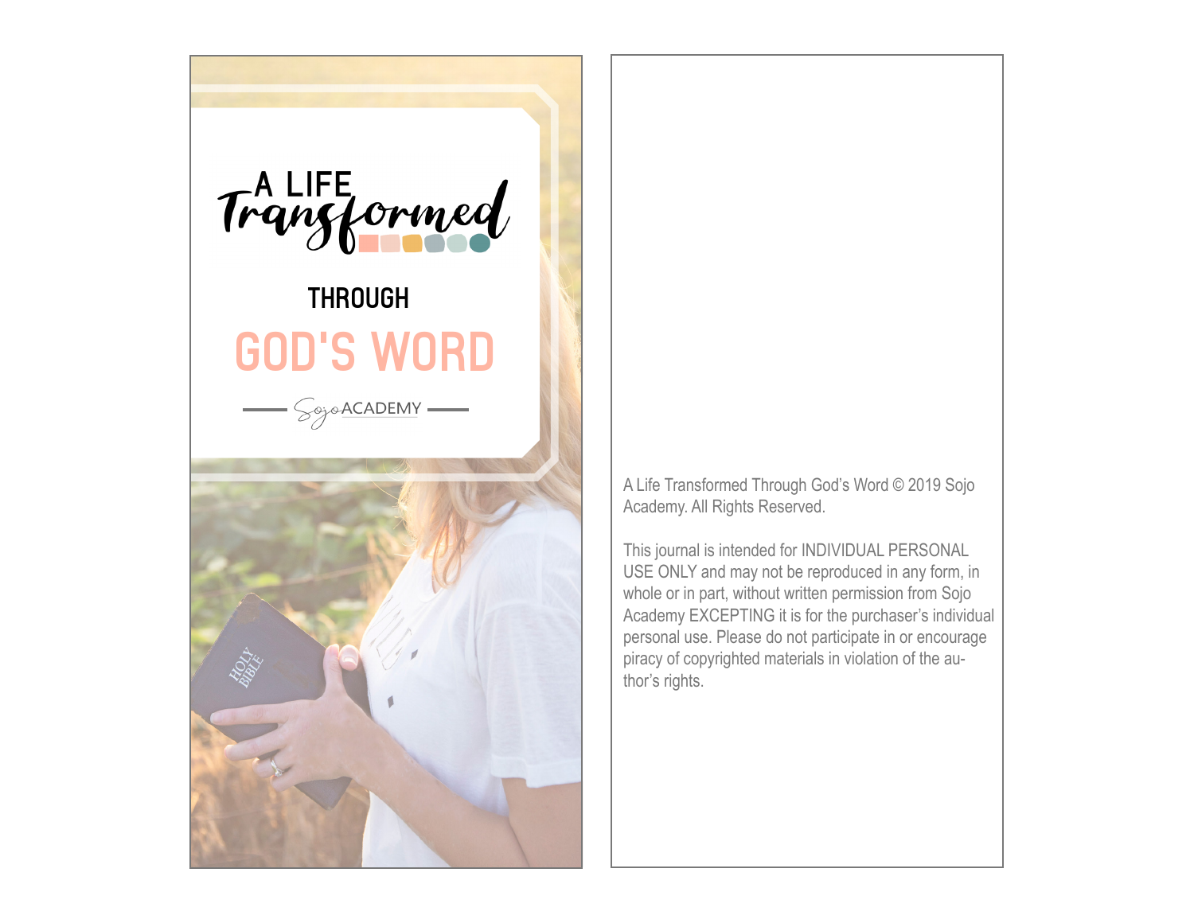# A LIFE Transformed

## THROUGH

# GOD'S WORD

SojoACADEMY

A Life Transformed Through God's Word © 2019 Sojo Academy. All Rights Reserved.

This journal is intended for INDIVIDUAL PERSONAL USE ONLY and may not be reproduced in any form, in whole or in part, without written permission from Sojo Academy EXCEPTING it is for the purchaser's individual personal use. Please do not participate in or encourage piracy of copyrighted materials in violation of the author's rights.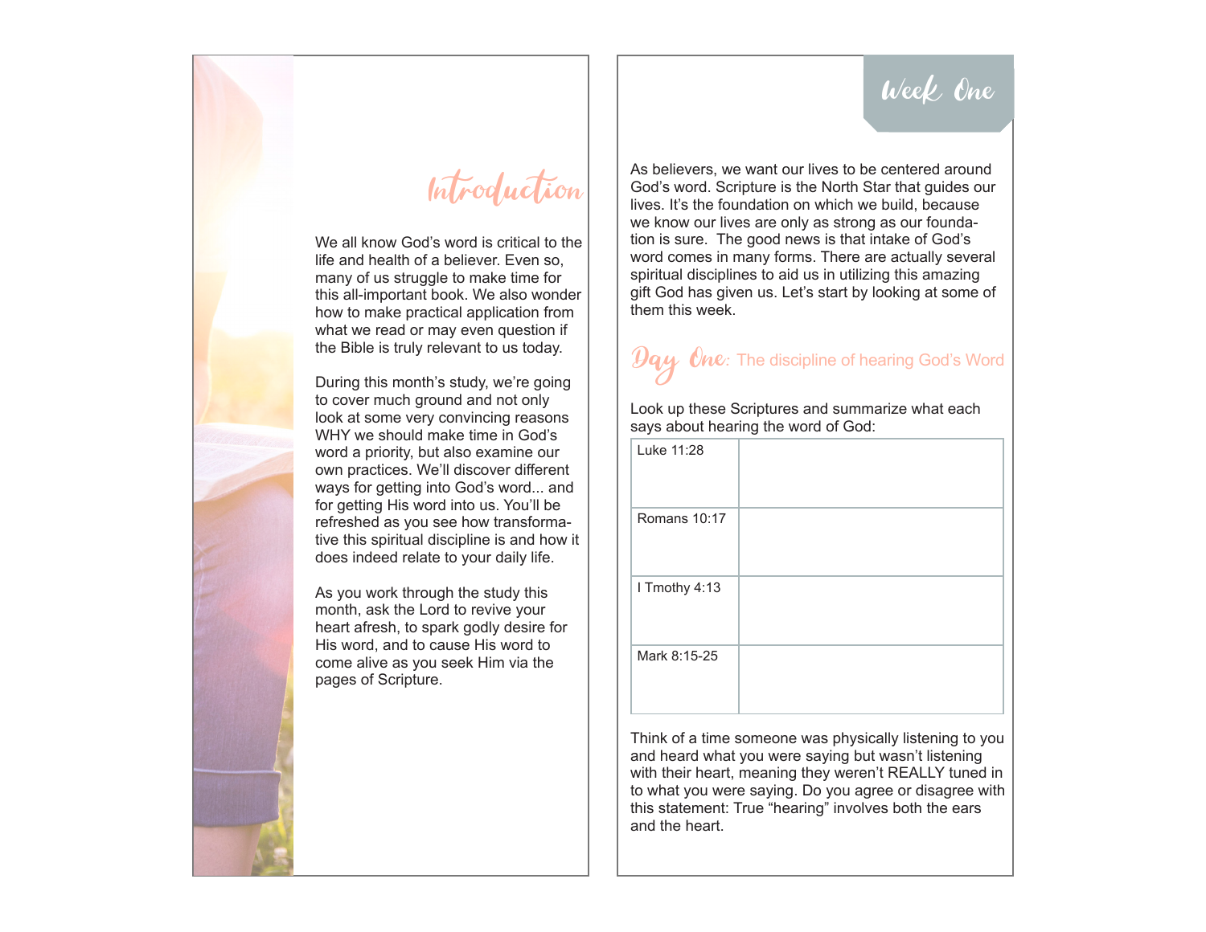# Introduction

We all know God's word is critical to the life and health of a believer. Even so, many of us struggle to make time for this all-important book. We also wonder how to make practical application from what we read or may even question if the Bible is truly relevant to us today.

During this month's study, we're going to cover much ground and not only look at some very convincing reasons WHY we should make time in God's word a priority, but also examine our own practices. We'll discover different ways for getting into God's word... and for getting His word into us. You'll be refreshed as you see how transformative this spiritual discipline is and how it does indeed relate to your daily life.

As you work through the study this month, ask the Lord to revive your heart afresh, to spark godly desire for His word, and to cause His word to come alive as you seek Him via the pages of Scripture.

# Week One

As believers, we want our lives to be centered around God's word. Scripture is the North Star that guides our lives. It's the foundation on which we build, because we know our lives are only as strong as our foundation is sure. The good news is that intake of God's word comes in many forms. There are actually several spiritual disciplines to aid us in utilizing this amazing gift God has given us. Let's start by looking at some of them this week.

## Day One: The discipline of hearing God's Word

Look up these Scriptures and summarize what each says about hearing the word of God:

| | |
|---|---|
| Luke 11:28 | |
| Romans 10:17 | |
| I Tmothy 4:13 | |
| Mark 8:15-25 | |

Think of a time someone was physically listening to you and heard what you were saying but wasn't listening with their heart, meaning they weren't REALLY tuned in to what you were saying. Do you agree or disagree with this statement: True "hearing" involves both the ears and the heart.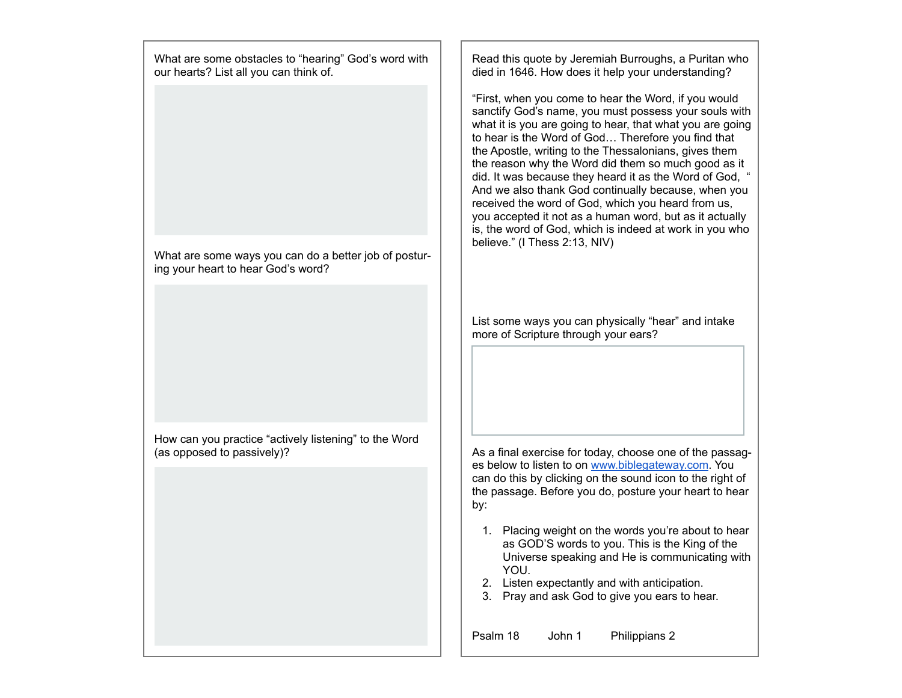What are some obstacles to "hearing" God's word with our hearts? List all you can think of.

What are some ways you can do a better job of posturing your heart to hear God's word?

How can you practice "actively listening" to the Word (as opposed to passively)?

Read this quote by Jeremiah Burroughs, a Puritan who died in 1646. How does it help your understanding?

"First, when you come to hear the Word, if you would sanctify God's name, you must possess your souls with what it is you are going to hear, that what you are going to hear is the Word of God… Therefore you find that the Apostle, writing to the Thessalonians, gives them the reason why the Word did them so much good as it did. It was because they heard it as the Word of God, " And we also thank God continually because, when you received the word of God, which you heard from us, you accepted it not as a human word, but as it actually is, the word of God, which is indeed at work in you who believe." (I Thess 2:13, NIV)

List some ways you can physically "hear" and intake more of Scripture through your ears?

As a final exercise for today, choose one of the passages below to listen to on [www.biblegateway.com](http://www.biblegateway.com). You can do this by clicking on the sound icon to the right of the passage. Before you do, posture your heart to hear by:

1. Placing weight on the words you're about to hear as GOD'S words to you. This is the King of the Universe speaking and He is communicating with YOU.
2. Listen expectantly and with anticipation.
3. Pray and ask God to give you ears to hear.

Psalm 18 John 1 Philippians 2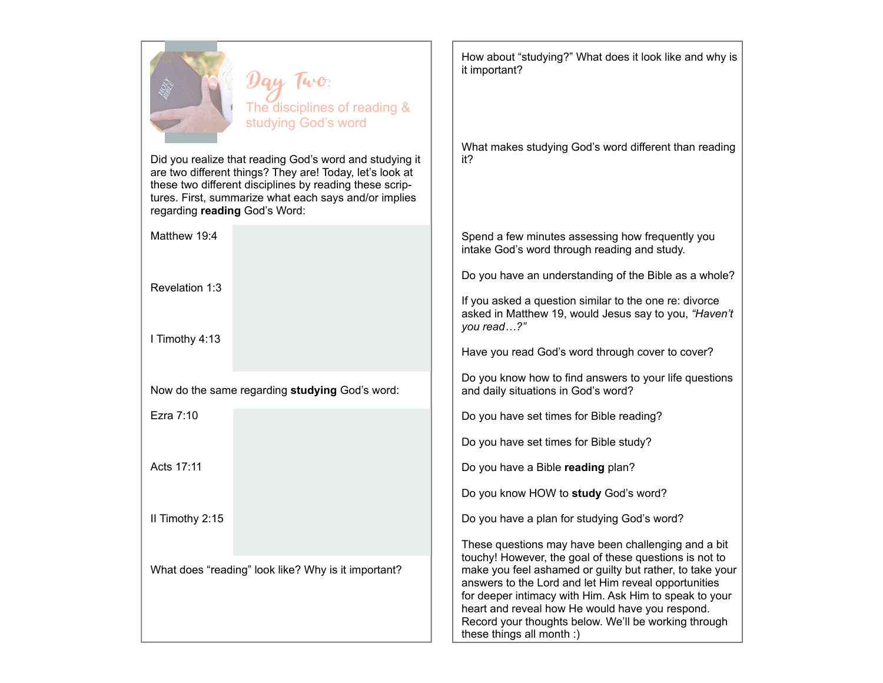# Day Two:

## The disciplines of reading & studying God's word

Did you realize that reading God's word and studying it are two different things? They are! Today, let's look at these two different disciplines by reading these scriptures. First, summarize what each says and/or implies regarding **reading** God's Word:

Matthew 19:4

Revelation 1:3

I Timothy 4:13

Now do the same regarding **studying** God's word:

Ezra 7:10

Acts 17:11

II Timothy 2:15

What does "reading" look like? Why is it important?

How about "studying?" What does it look like and why is it important?

What makes studying God's word different than reading it?

Spend a few minutes assessing how frequently you intake God's word through reading and study.

Do you have an understanding of the Bible as a whole?

If you asked a question similar to the one re: divorce asked in Matthew 19, would Jesus say to you, *"Haven't you read…?"*

Have you read God's word through cover to cover?

Do you know how to find answers to your life questions and daily situations in God's word?

Do you have set times for Bible reading?

Do you have set times for Bible study?

Do you have a Bible **reading** plan?

Do you know HOW to **study** God's word?

Do you have a plan for studying God's word?

These questions may have been challenging and a bit touchy! However, the goal of these questions is not to make you feel ashamed or guilty but rather, to take your answers to the Lord and let Him reveal opportunities for deeper intimacy with Him. Ask Him to speak to your heart and reveal how He would have you respond. Record your thoughts below. We'll be working through these things all month :)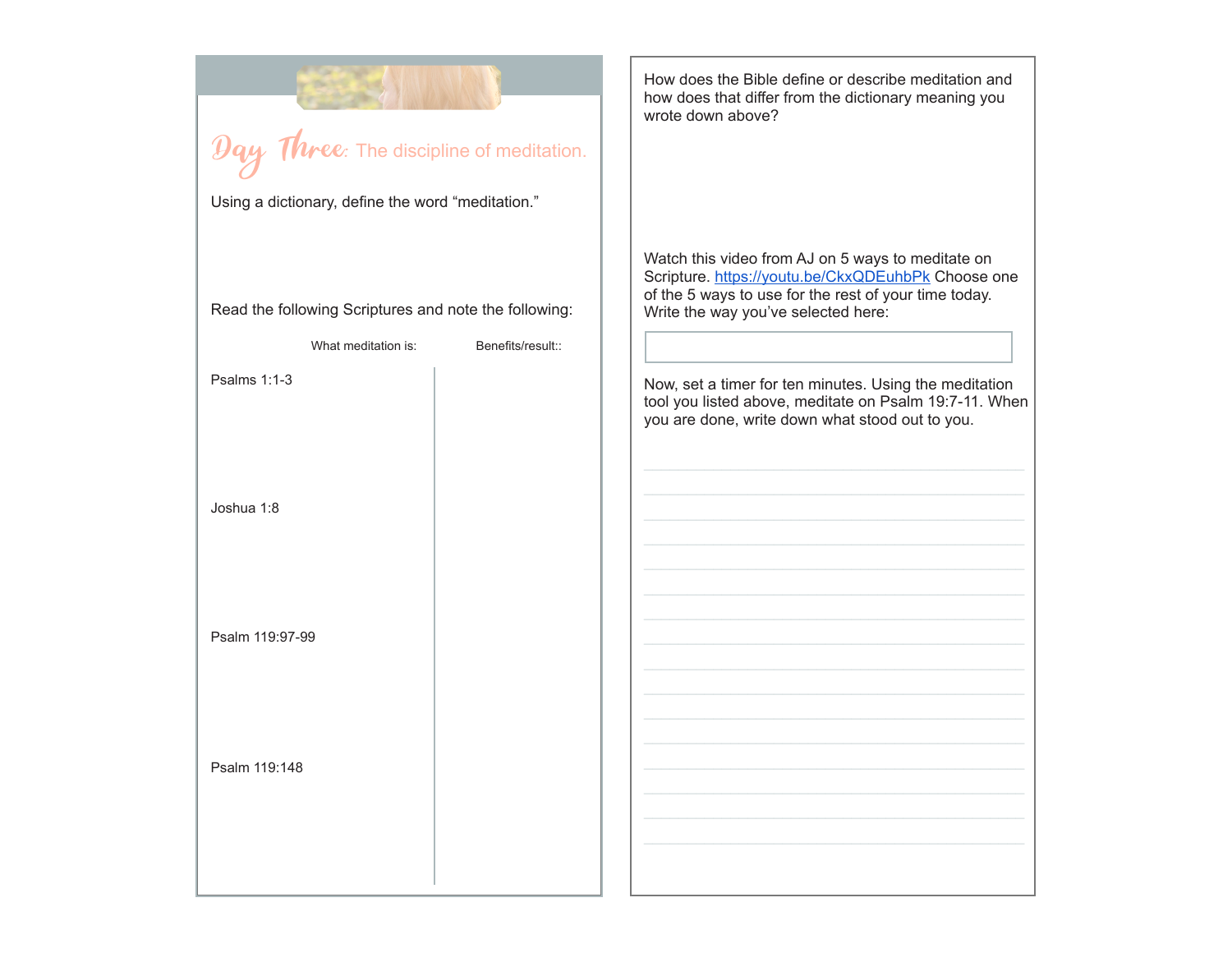# Day Three: The discipline of meditation.

Using a dictionary, define the word "meditation."

Read the following Scriptures and note the following:

| | What meditation is: | Benefits/result:: |
|---|---|---|
| Psalms 1:1-3 | | |
| Joshua 1:8 | | |
| Psalm 119:97-99 | | |
| Psalm 119:148 | | |

How does the Bible define or describe meditation and how does that differ from the dictionary meaning you wrote down above?

Watch this video from AJ on 5 ways to meditate on Scripture. https://youtu.be/CkxQDEuhbPk Choose one of the 5 ways to use for the rest of your time today. Write the way you've selected here:

Now, set a timer for ten minutes. Using the meditation tool you listed above, meditate on Psalm 19:7-11. When you are done, write down what stood out to you.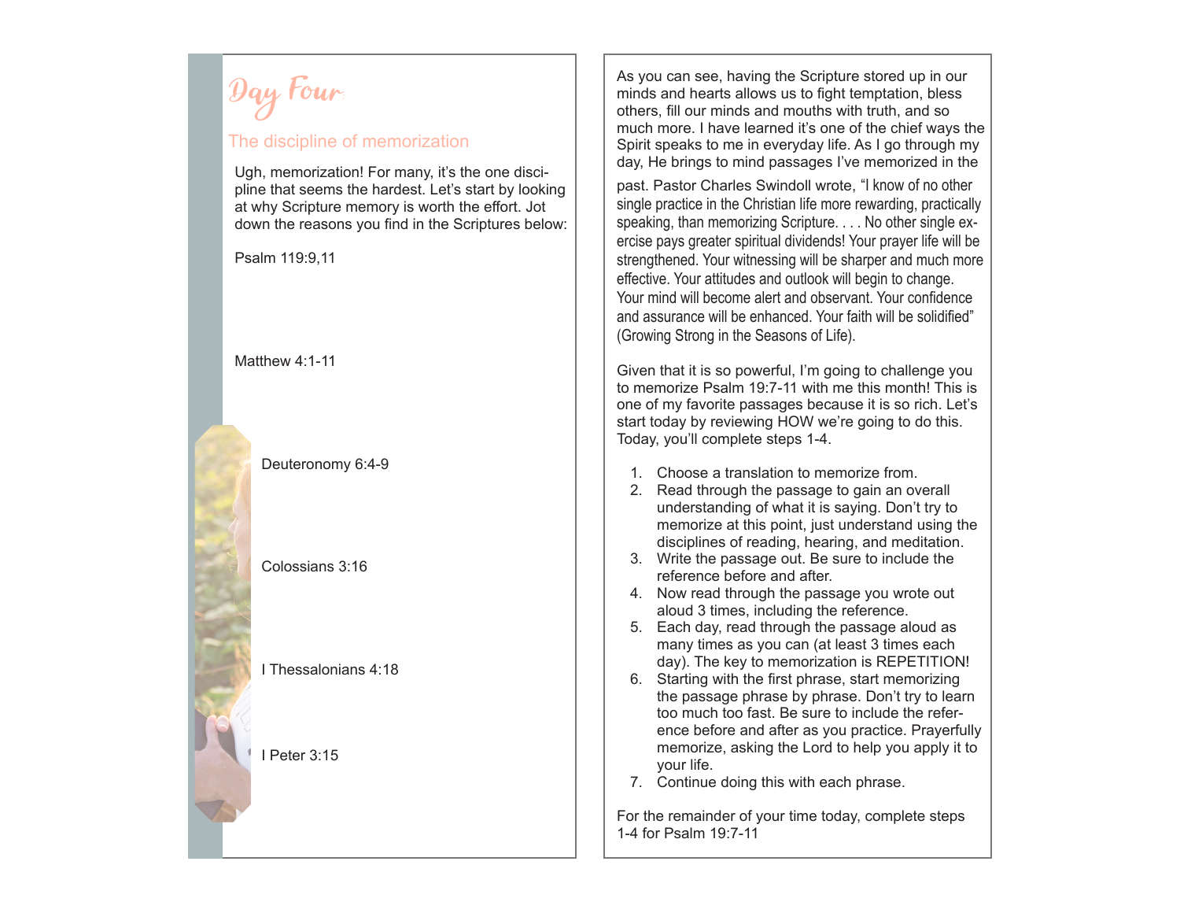# Day Four

## The discipline of memorization

Ugh, memorization! For many, it's the one discipline that seems the hardest. Let's start by looking at why Scripture memory is worth the effort. Jot down the reasons you find in the Scriptures below:

Psalm 119:9,11

Matthew 4:1-11

Deuteronomy 6:4-9

Colossians 3:16

I Thessalonians 4:18

I Peter 3:15

As you can see, having the Scripture stored up in our minds and hearts allows us to fight temptation, bless others, fill our minds and mouths with truth, and so much more. I have learned it's one of the chief ways the Spirit speaks to me in everyday life. As I go through my day, He brings to mind passages I've memorized in the past. Pastor Charles Swindoll wrote, "I know of no other single practice in the Christian life more rewarding, practically speaking, than memorizing Scripture. . . . No other single exercise pays greater spiritual dividends! Your prayer life will be strengthened. Your witnessing will be sharper and much more effective. Your attitudes and outlook will begin to change. Your mind will become alert and observant. Your confidence and assurance will be enhanced. Your faith will be solidified" (Growing Strong in the Seasons of Life).

Given that it is so powerful, I'm going to challenge you to memorize Psalm 19:7-11 with me this month! This is one of my favorite passages because it is so rich. Let's start today by reviewing HOW we're going to do this. Today, you'll complete steps 1-4.

1. Choose a translation to memorize from.
2. Read through the passage to gain an overall understanding of what it is saying. Don't try to memorize at this point, just understand using the disciplines of reading, hearing, and meditation.
3. Write the passage out. Be sure to include the reference before and after.
4. Now read through the passage you wrote out aloud 3 times, including the reference.
5. Each day, read through the passage aloud as many times as you can (at least 3 times each day). The key to memorization is REPETITION!
6. Starting with the first phrase, start memorizing the passage phrase by phrase. Don't try to learn too much too fast. Be sure to include the reference before and after as you practice. Prayerfully memorize, asking the Lord to help you apply it to your life.
7. Continue doing this with each phrase.

For the remainder of your time today, complete steps 1-4 for Psalm 19:7-11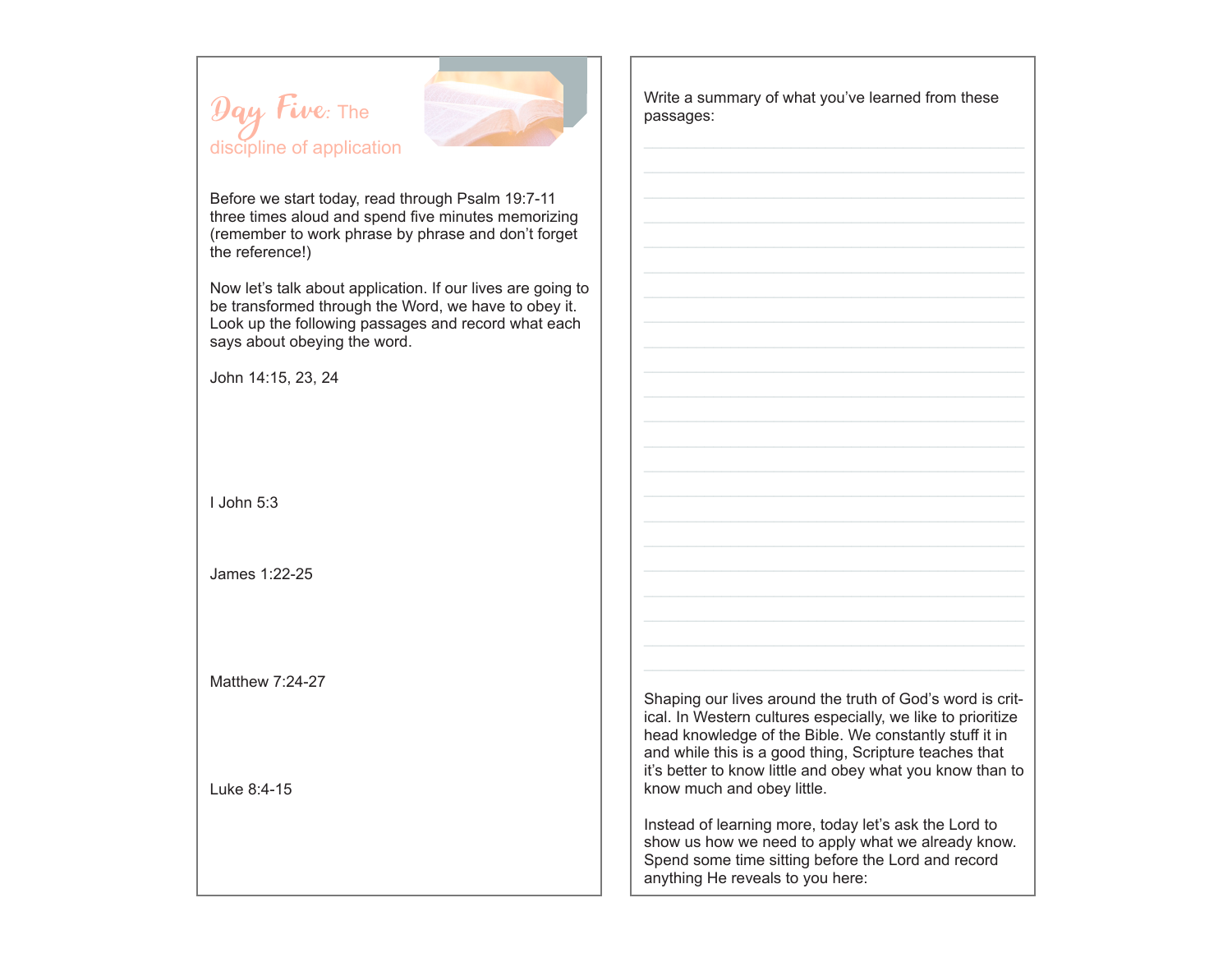# Day Five: The discipline of application

Before we start today, read through Psalm 19:7-11 three times aloud and spend five minutes memorizing (remember to work phrase by phrase and don't forget the reference!)

Now let's talk about application. If our lives are going to be transformed through the Word, we have to obey it. Look up the following passages and record what each says about obeying the word.

John 14:15, 23, 24

I John 5:3

James 1:22-25

Matthew 7:24-27

Luke 8:4-15

Write a summary of what you've learned from these passages:

Shaping our lives around the truth of God's word is critical. In Western cultures especially, we like to prioritize head knowledge of the Bible. We constantly stuff it in and while this is a good thing, Scripture teaches that it's better to know little and obey what you know than to know much and obey little.

Instead of learning more, today let's ask the Lord to show us how we need to apply what we already know. Spend some time sitting before the Lord and record anything He reveals to you here: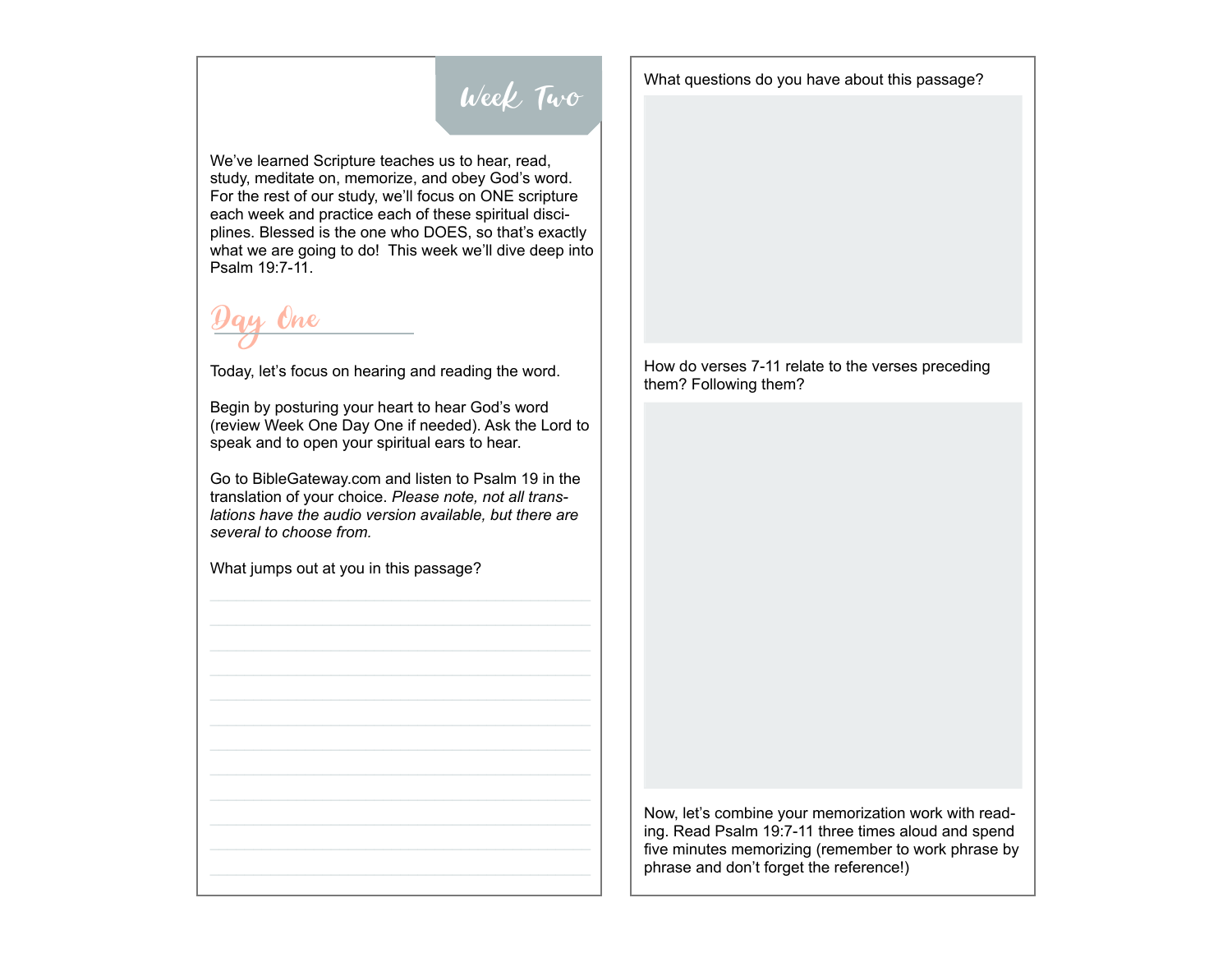# Week Two

We've learned Scripture teaches us to hear, read, study, meditate on, memorize, and obey God's word. For the rest of our study, we'll focus on ONE scripture each week and practice each of these spiritual disciplines. Blessed is the one who DOES, so that's exactly what we are going to do! This week we'll dive deep into Psalm 19:7-11.

## Day One

Today, let's focus on hearing and reading the word.

Begin by posturing your heart to hear God's word (review Week One Day One if needed). Ask the Lord to speak and to open your spiritual ears to hear.

Go to BibleGateway.com and listen to Psalm 19 in the translation of your choice. *Please note, not all translations have the audio version available, but there are several to choose from.*

What jumps out at you in this passage?

What questions do you have about this passage?

How do verses 7-11 relate to the verses preceding them? Following them?

Now, let's combine your memorization work with reading. Read Psalm 19:7-11 three times aloud and spend five minutes memorizing (remember to work phrase by phrase and don't forget the reference!)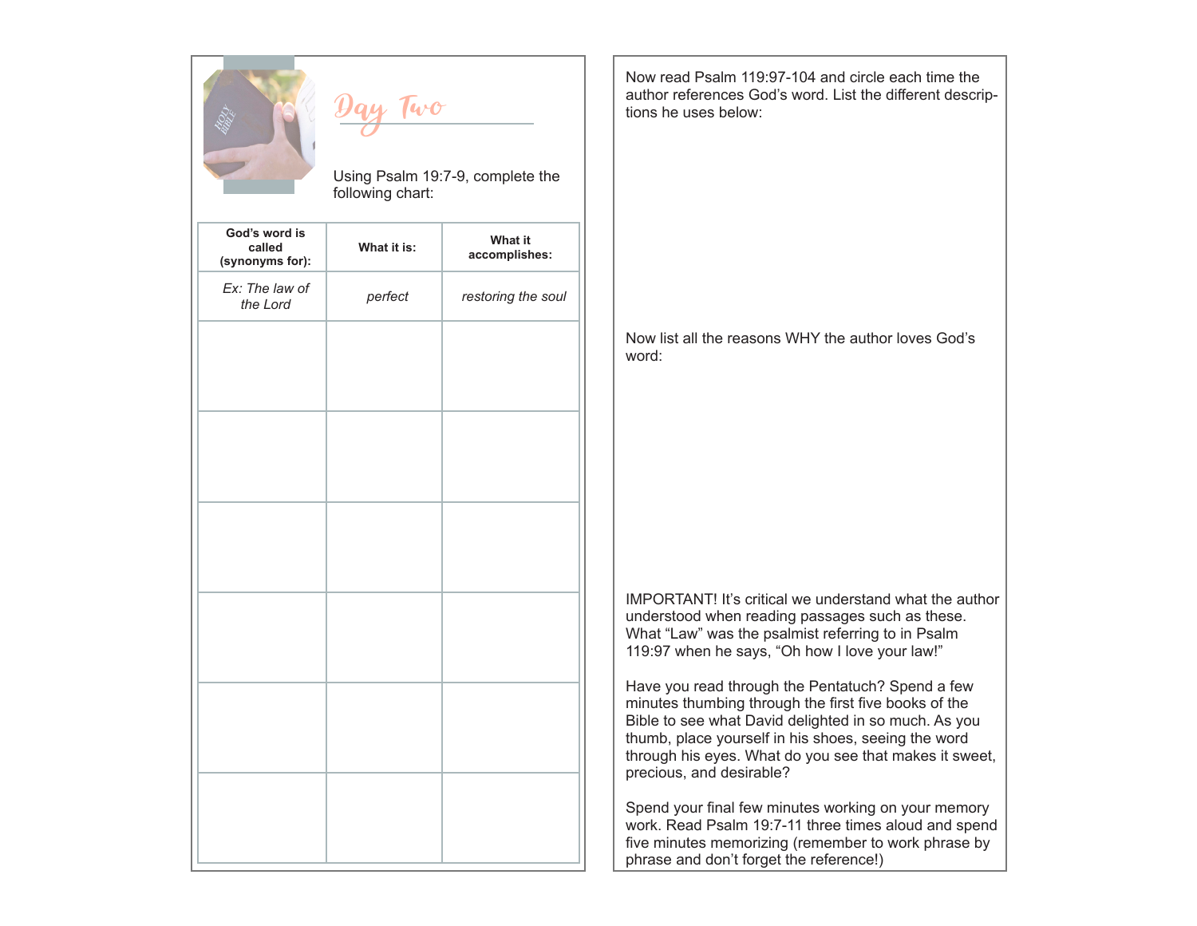# Day Two

Using Psalm 19:7-9, complete the following chart:

| God's word is called (synonyms for): | What it is: | What it accomplishes: |
|---|---|---|
| *Ex: The law of the Lord* | *perfect* | *restoring the soul* |
| | | |
| | | |
| | | |
| | | |
| | | |
| | | |

Now read Psalm 119:97-104 and circle each time the author references God's word. List the different descriptions he uses below:

Now list all the reasons WHY the author loves God's word:

IMPORTANT! It's critical we understand what the author understood when reading passages such as these. What "Law" was the psalmist referring to in Psalm 119:97 when he says, "Oh how I love your law!"

Have you read through the Pentatuch? Spend a few minutes thumbing through the first five books of the Bible to see what David delighted in so much. As you thumb, place yourself in his shoes, seeing the word through his eyes. What do you see that makes it sweet, precious, and desirable?

Spend your final few minutes working on your memory work. Read Psalm 19:7-11 three times aloud and spend five minutes memorizing (remember to work phrase by phrase and don't forget the reference!)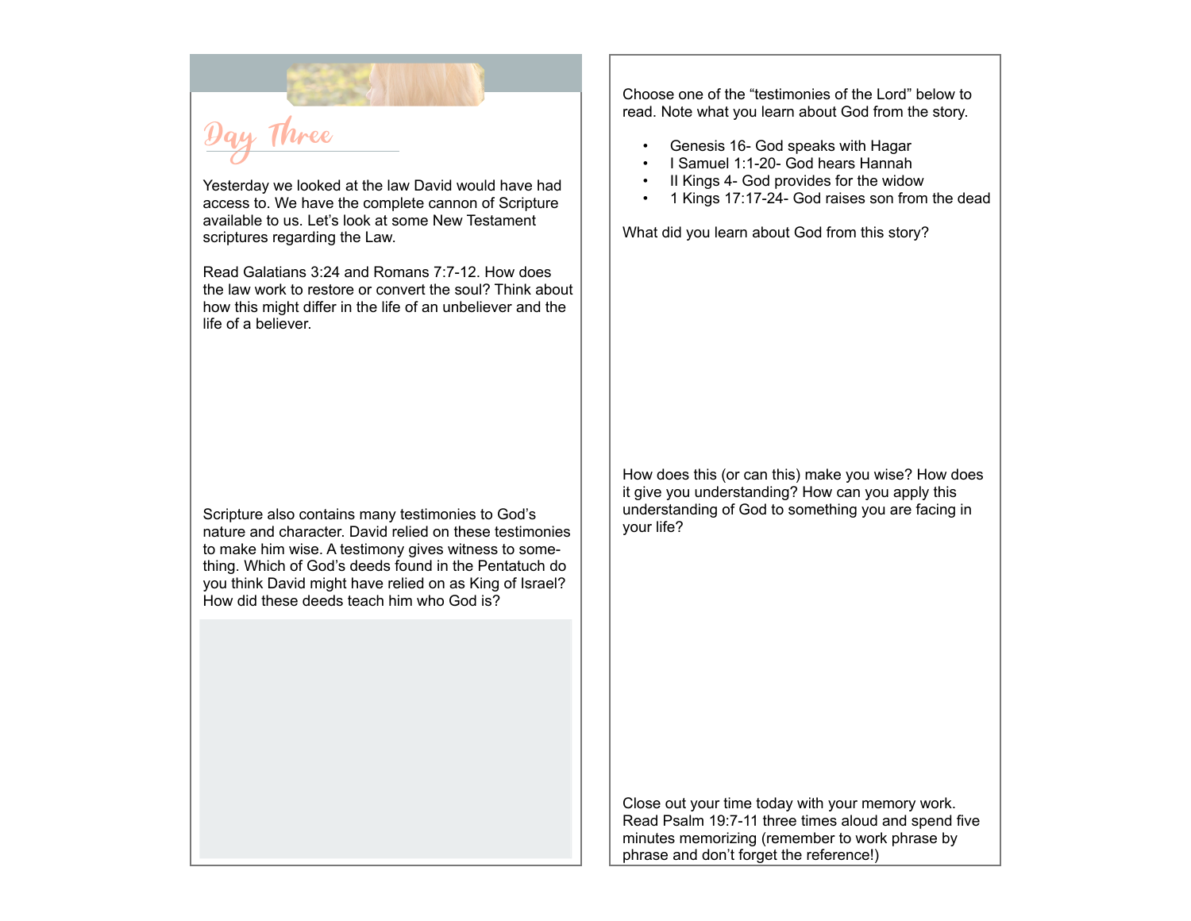# Day Three

Yesterday we looked at the law David would have had access to. We have the complete cannon of Scripture available to us. Let's look at some New Testament scriptures regarding the Law.

Read Galatians 3:24 and Romans 7:7-12. How does the law work to restore or convert the soul? Think about how this might differ in the life of an unbeliever and the life of a believer.

Scripture also contains many testimonies to God's nature and character. David relied on these testimonies to make him wise. A testimony gives witness to some-thing. Which of God's deeds found in the Pentatuch do you think David might have relied on as King of Israel? How did these deeds teach him who God is?

Choose one of the "testimonies of the Lord" below to read. Note what you learn about God from the story.

- Genesis 16- God speaks with Hagar
- I Samuel 1:1-20- God hears Hannah
- II Kings 4- God provides for the widow
- 1 Kings 17:17-24- God raises son from the dead

What did you learn about God from this story?

How does this (or can this) make you wise? How does it give you understanding? How can you apply this understanding of God to something you are facing in your life?

Close out your time today with your memory work. Read Psalm 19:7-11 three times aloud and spend five minutes memorizing (remember to work phrase by phrase and don't forget the reference!)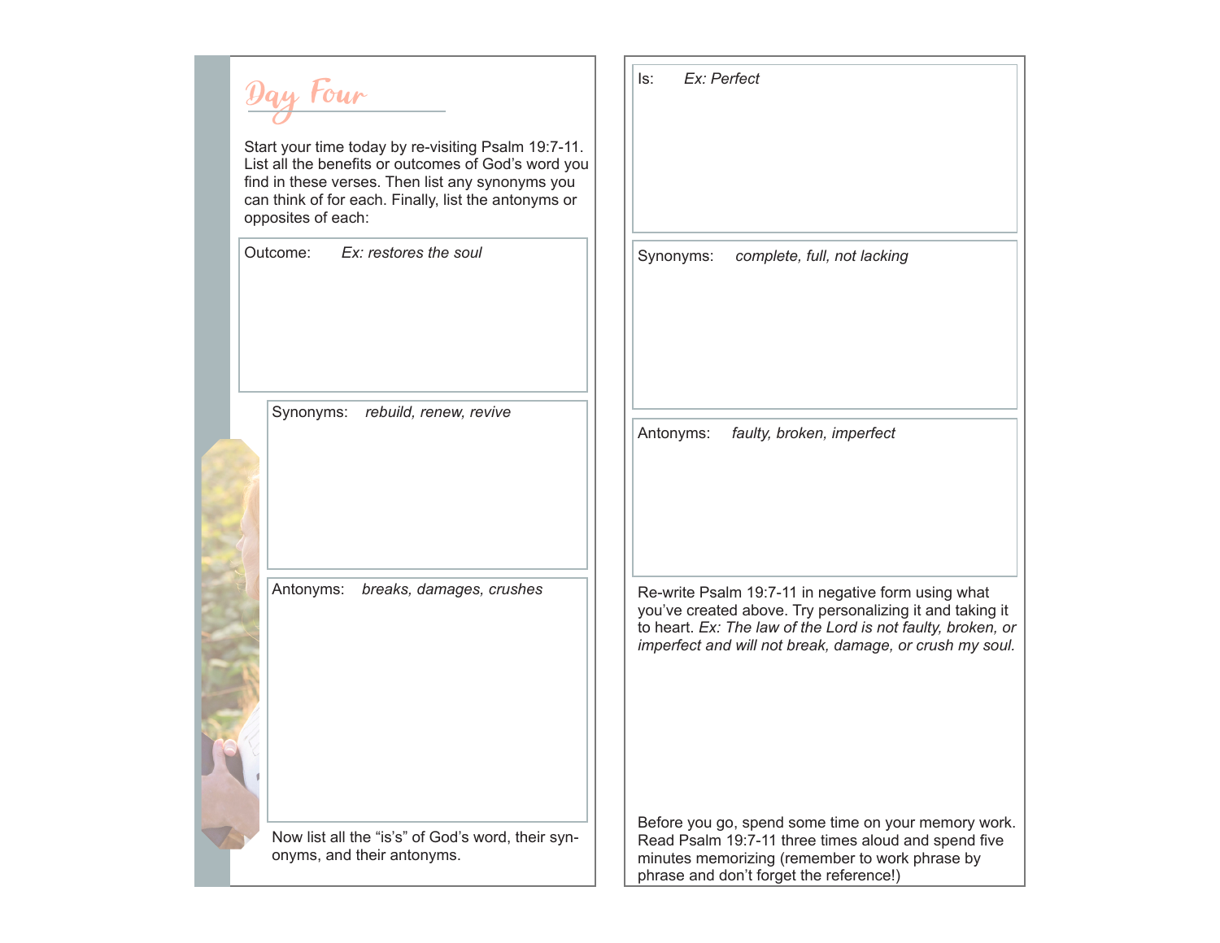# Day Four

Start your time today by re-visiting Psalm 19:7-11. List all the benefits or outcomes of God's word you find in these verses. Then list any synonyms you can think of for each. Finally, list the antonyms or opposites of each:

Outcome: *Ex: restores the soul*

Synonyms: *rebuild, renew, revive*

Antonyms: *breaks, damages, crushes*

Now list all the "is's" of God's word, their synonyms, and their antonyms.

Is: *Ex: Perfect*

Synonyms: *complete, full, not lacking*

Antonyms: *faulty, broken, imperfect*

Re-write Psalm 19:7-11 in negative form using what you've created above. Try personalizing it and taking it to heart. *Ex: The law of the Lord is not faulty, broken, or imperfect and will not break, damage, or crush my soul.*

Before you go, spend some time on your memory work. Read Psalm 19:7-11 three times aloud and spend five minutes memorizing (remember to work phrase by phrase and don't forget the reference!)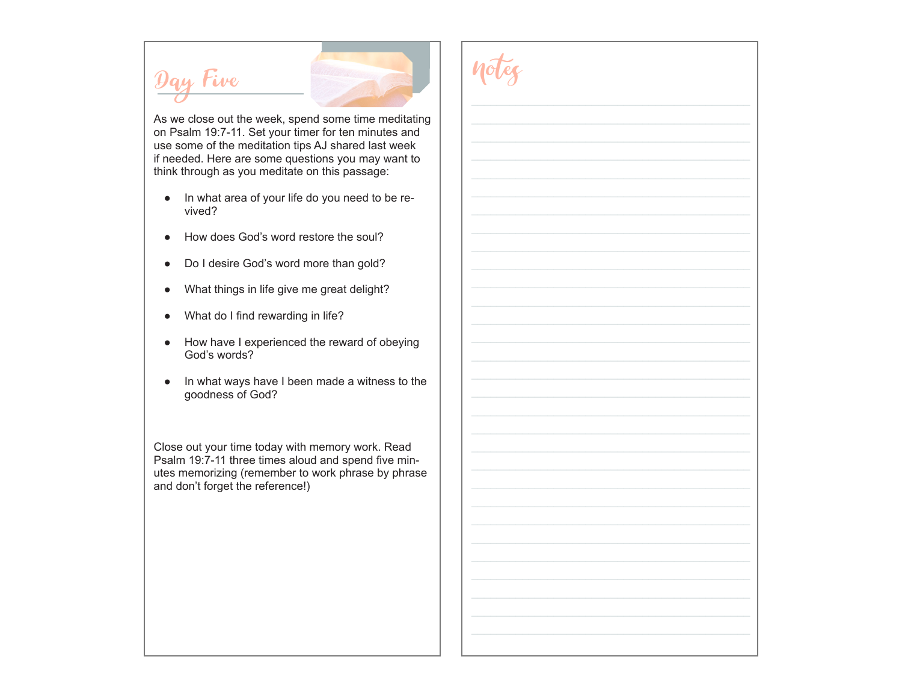## Day Five

As we close out the week, spend some time meditating on Psalm 19:7-11. Set your timer for ten minutes and use some of the meditation tips AJ shared last week if needed. Here are some questions you may want to think through as you meditate on this passage:

- In what area of your life do you need to be revived?
- How does God's word restore the soul?
- Do I desire God's word more than gold?
- What things in life give me great delight?
- What do I find rewarding in life?
- How have I experienced the reward of obeying God's words?
- In what ways have I been made a witness to the goodness of God?

Close out your time today with memory work. Read Psalm 19:7-11 three times aloud and spend five minutes memorizing (remember to work phrase by phrase and don't forget the reference!)

## Notes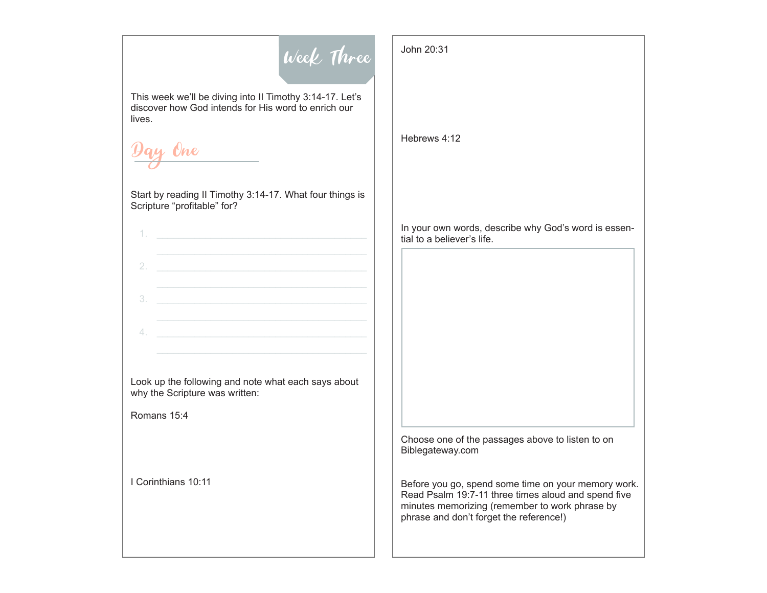# Week Three

This week we'll be diving into II Timothy 3:14-17. Let's discover how God intends for His word to enrich our lives.

## Day One

Start by reading II Timothy 3:14-17. What four things is Scripture "profitable" for?

1. 
2. 
3. 
4. 

Look up the following and note what each says about why the Scripture was written:

Romans 15:4

I Corinthians 10:11

John 20:31

Hebrews 4:12

In your own words, describe why God's word is essential to a believer's life.

Choose one of the passages above to listen to on Biblegateway.com

Before you go, spend some time on your memory work. Read Psalm 19:7-11 three times aloud and spend five minutes memorizing (remember to work phrase by phrase and don't forget the reference!)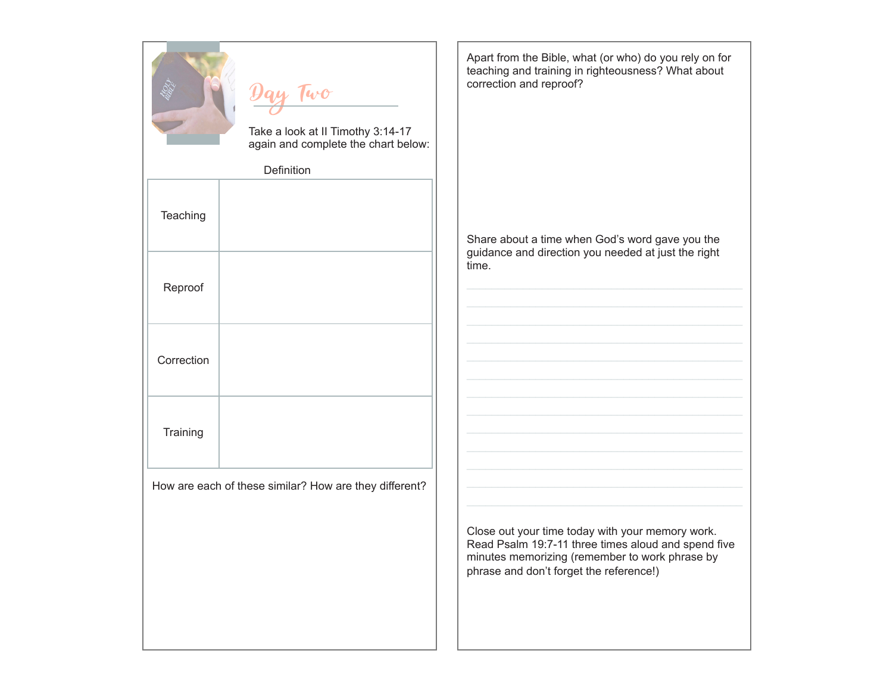## Day Two

Take a look at II Timothy 3:14-17 again and complete the chart below:

| | Definition |
|---|---|
| Teaching | |
| Reproof | |
| Correction | |
| Training | |

How are each of these similar? How are they different?

Apart from the Bible, what (or who) do you rely on for teaching and training in righteousness? What about correction and reproof?

Share about a time when God's word gave you the guidance and direction you needed at just the right time.

Close out your time today with your memory work. Read Psalm 19:7-11 three times aloud and spend five minutes memorizing (remember to work phrase by phrase and don't forget the reference!)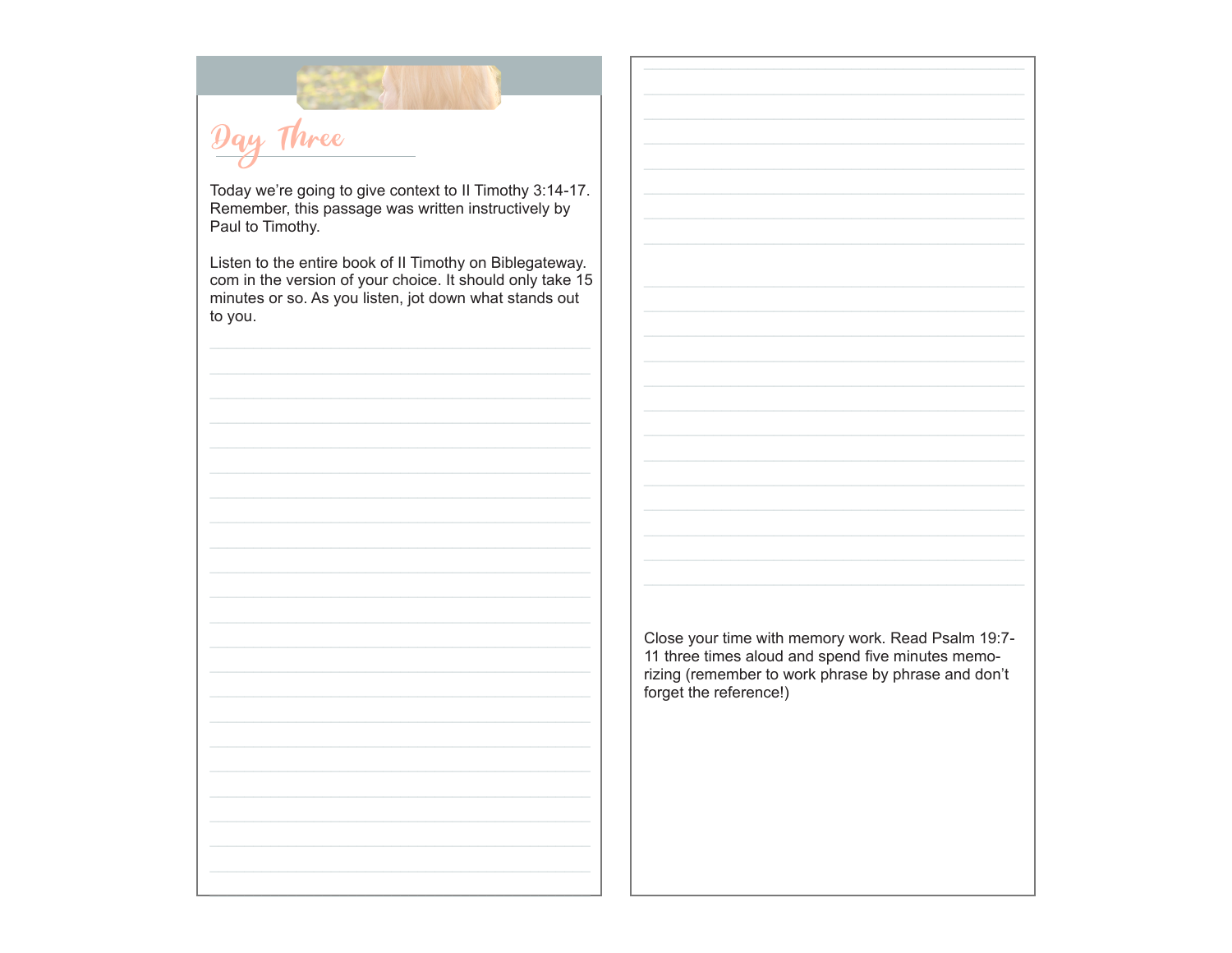# Day Three

Today we're going to give context to II Timothy 3:14-17. Remember, this passage was written instructively by Paul to Timothy.

Listen to the entire book of II Timothy on Biblegateway.com in the version of your choice. It should only take 15 minutes or so. As you listen, jot down what stands out to you.

Close your time with memory work. Read Psalm 19:7-11 three times aloud and spend five minutes memorizing (remember to work phrase by phrase and don't forget the reference!)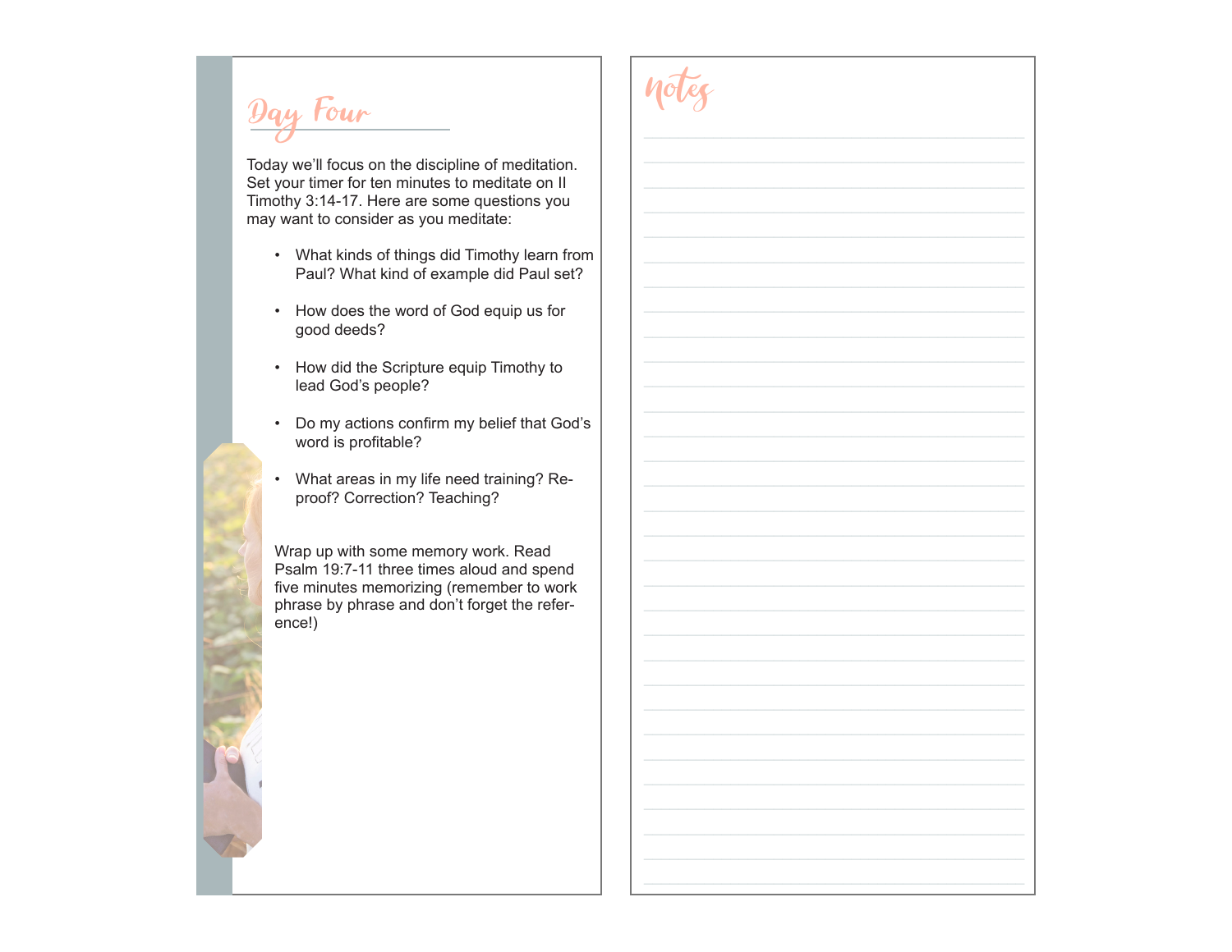## Day Four

Today we'll focus on the discipline of meditation. Set your timer for ten minutes to meditate on II Timothy 3:14-17. Here are some questions you may want to consider as you meditate:

- What kinds of things did Timothy learn from Paul? What kind of example did Paul set?
- How does the word of God equip us for good deeds?
- How did the Scripture equip Timothy to lead God's people?
- Do my actions confirm my belief that God's word is profitable?
- What areas in my life need training? Reproof? Correction? Teaching?

Wrap up with some memory work. Read Psalm 19:7-11 three times aloud and spend five minutes memorizing (remember to work phrase by phrase and don't forget the reference!)

## Notes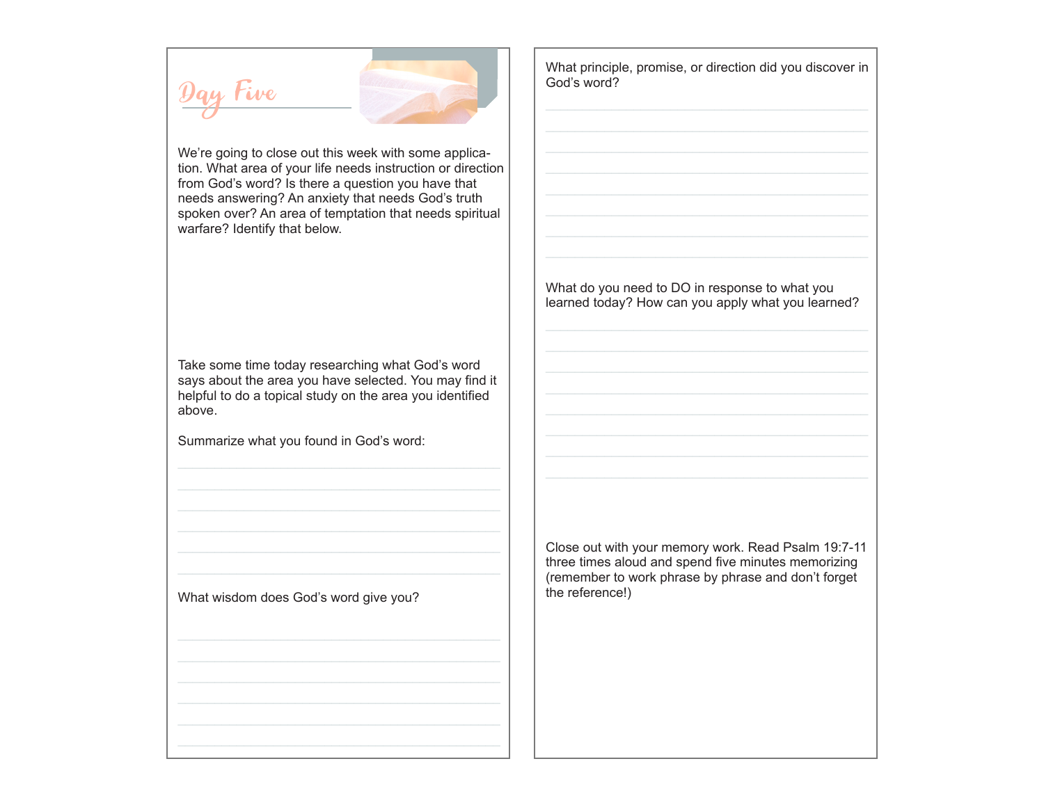# Day Five

We're going to close out this week with some application. What area of your life needs instruction or direction from God's word? Is there a question you have that needs answering? An anxiety that needs God's truth spoken over? An area of temptation that needs spiritual warfare? Identify that below.

Take some time today researching what God's word says about the area you have selected. You may find it helpful to do a topical study on the area you identified above.

Summarize what you found in God's word:

What wisdom does God's word give you?

What principle, promise, or direction did you discover in God's word?

What do you need to DO in response to what you learned today? How can you apply what you learned?

Close out with your memory work. Read Psalm 19:7-11 three times aloud and spend five minutes memorizing (remember to work phrase by phrase and don't forget the reference!)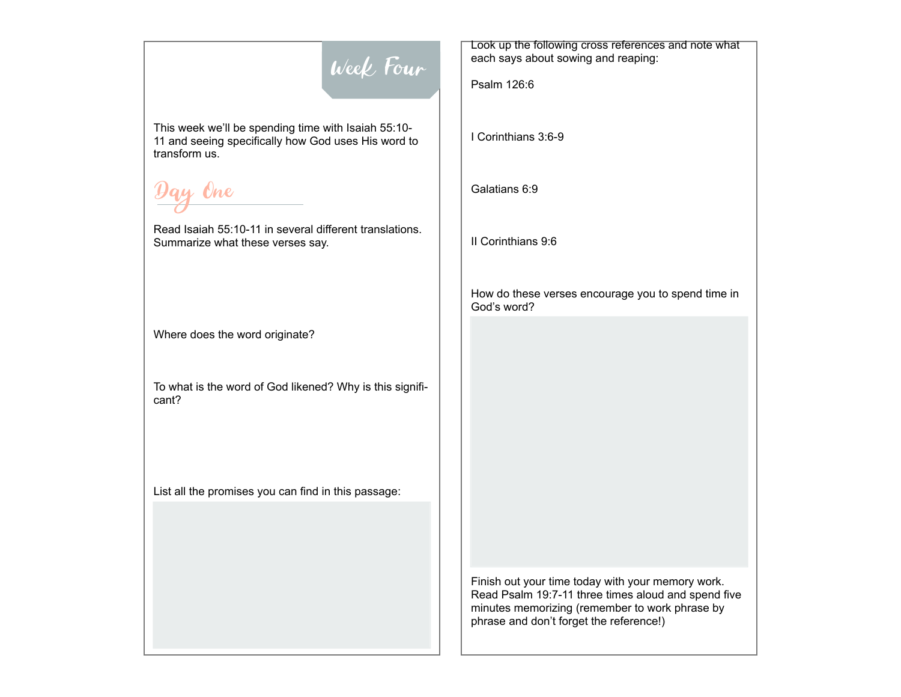## Week Four

This week we'll be spending time with Isaiah 55:10-11 and seeing specifically how God uses His word to transform us.

### Day One

Read Isaiah 55:10-11 in several different translations. Summarize what these verses say.

Where does the word originate?

To what is the word of God likened? Why is this significant?

List all the promises you can find in this passage:

Look up the following cross references and note what each says about sowing and reaping:

Psalm 126:6

I Corinthians 3:6-9

Galatians 6:9

II Corinthians 9:6

How do these verses encourage you to spend time in God's word?

Finish out your time today with your memory work. Read Psalm 19:7-11 three times aloud and spend five minutes memorizing (remember to work phrase by phrase and don't forget the reference!)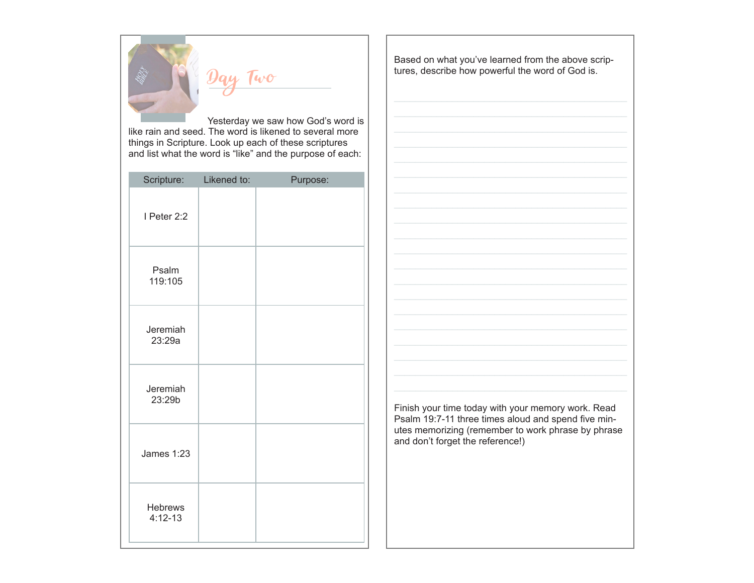# Day Two

Yesterday we saw how God's word is like rain and seed. The word is likened to several more things in Scripture. Look up each of these scriptures and list what the word is "like" and the purpose of each:

| Scripture: | Likened to: | Purpose: |
|---|---|---|
| I Peter 2:2 | | |
| Psalm 119:105 | | |
| Jeremiah 23:29a | | |
| Jeremiah 23:29b | | |
| James 1:23 | | |
| Hebrews 4:12-13 | | |

Based on what you've learned from the above scriptures, describe how powerful the word of God is.

Finish your time today with your memory work. Read Psalm 19:7-11 three times aloud and spend five minutes memorizing (remember to work phrase by phrase and don't forget the reference!)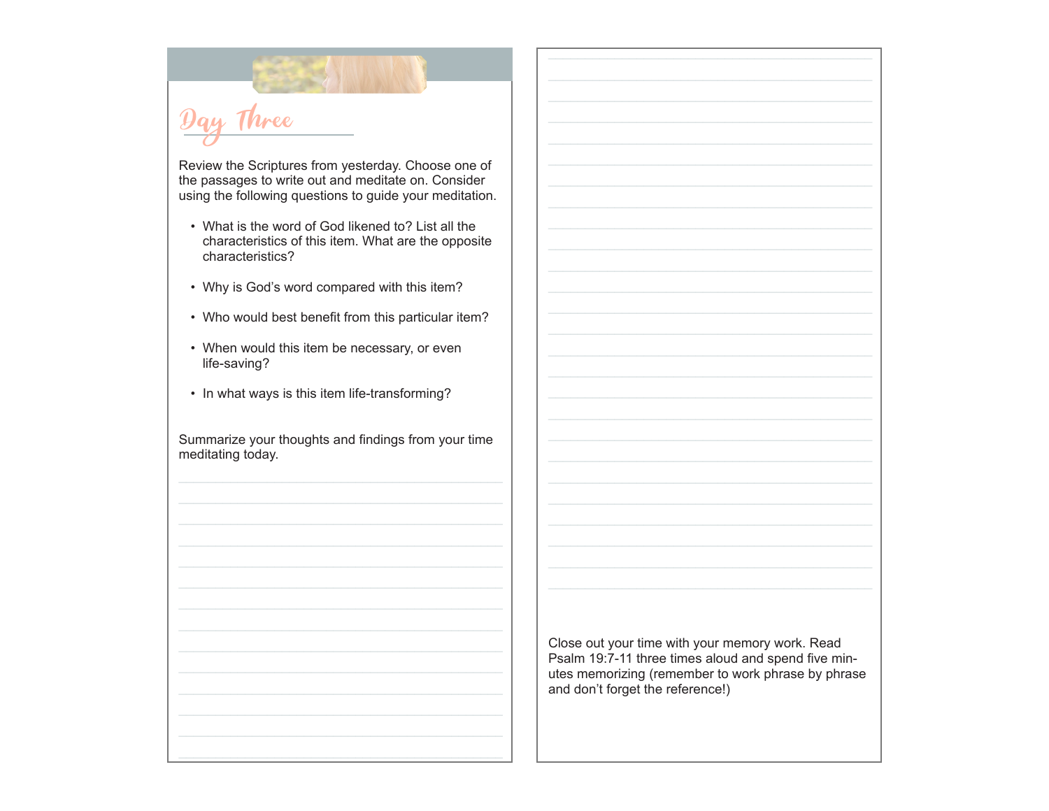# Day Three

Review the Scriptures from yesterday. Choose one of the passages to write out and meditate on. Consider using the following questions to guide your meditation.

- What is the word of God likened to? List all the characteristics of this item. What are the opposite characteristics?
- Why is God's word compared with this item?
- Who would best benefit from this particular item?
- When would this item be necessary, or even life-saving?
- In what ways is this item life-transforming?

Summarize your thoughts and findings from your time meditating today.

Close out your time with your memory work. Read Psalm 19:7-11 three times aloud and spend five minutes memorizing (remember to work phrase by phrase and don't forget the reference!)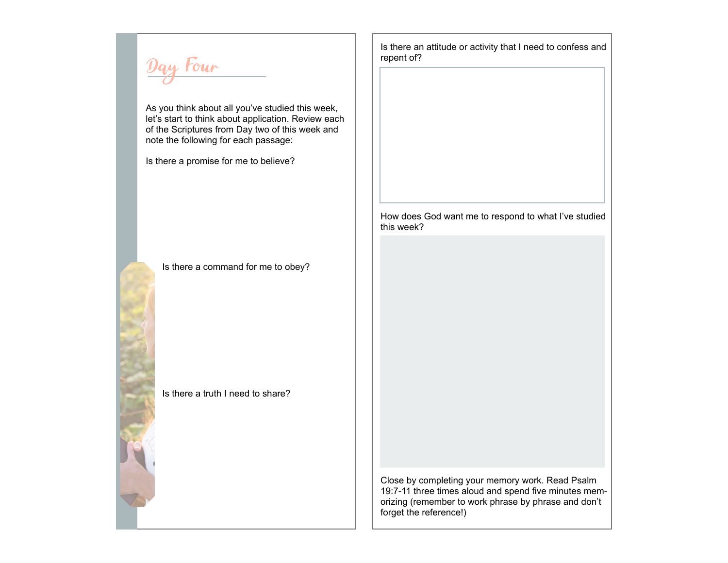# Day Four

As you think about all you've studied this week, let's start to think about application. Review each of the Scriptures from Day two of this week and note the following for each passage:

Is there a promise for me to believe?

Is there a command for me to obey?

Is there a truth I need to share?

Is there an attitude or activity that I need to confess and repent of?

How does God want me to respond to what I've studied this week?

Close by completing your memory work. Read Psalm 19:7-11 three times aloud and spend five minutes memorizing (remember to work phrase by phrase and don't forget the reference!)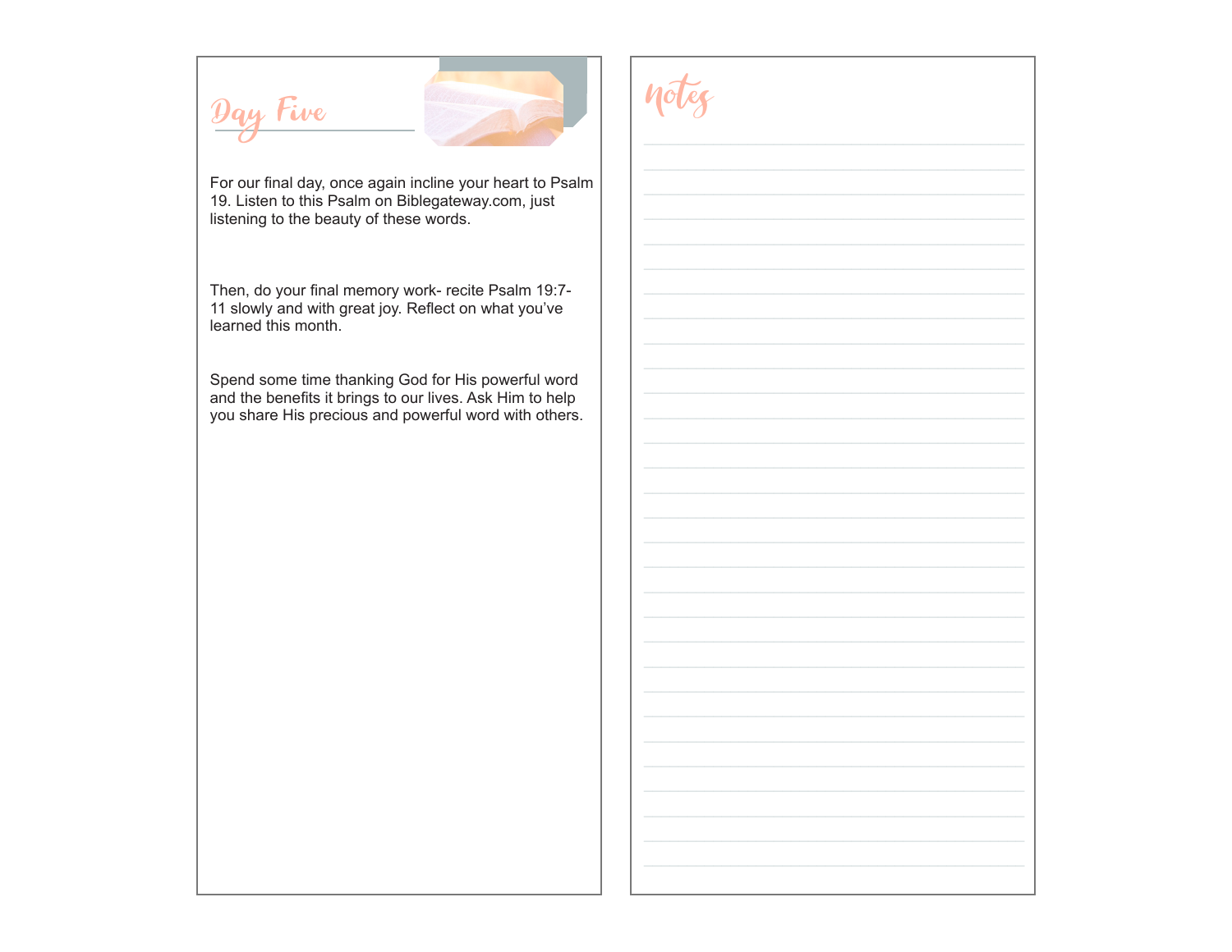## Day Five

For our final day, once again incline your heart to Psalm 19. Listen to this Psalm on Biblegateway.com, just listening to the beauty of these words.

Then, do your final memory work- recite Psalm 19:7-11 slowly and with great joy. Reflect on what you've learned this month.

Spend some time thanking God for His powerful word and the benefits it brings to our lives. Ask Him to help you share His precious and powerful word with others.

## Notes